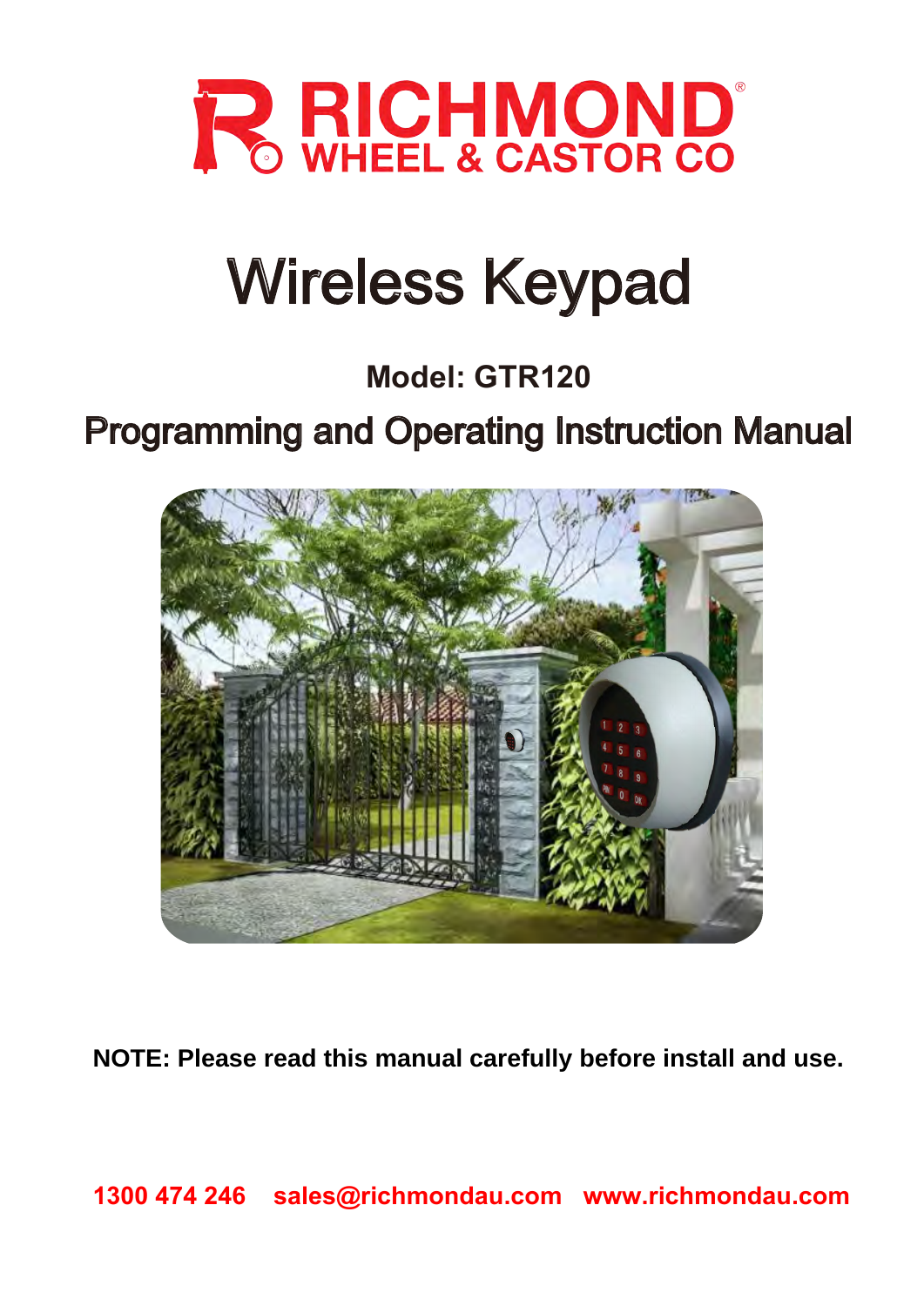RICHMOND®
WHEEL & CASTOR CO

# Wireless Keypad

### Model: GTR120

## Programming and Operating Instruction Manual

**NOTE: Please read this manual carefully before install and use.**

**1300 474 246   sales@richmondau.com   www.richmondau.com**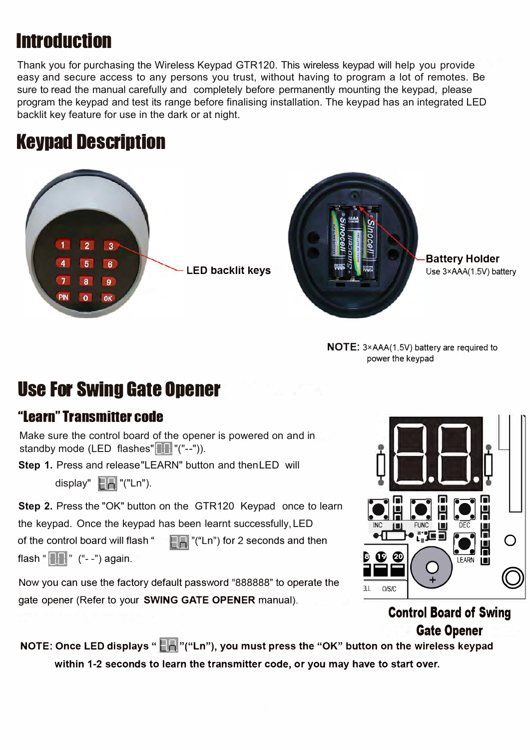# Introduction

Thank you for purchasing the Wireless Keypad GTR120. This wireless keypad will help you provide easy and secure access to any persons you trust, without having to program a lot of remotes. Be sure to read the manual carefully and completely before permanently mounting the keypad, please program the keypad and test its range before finalising installation. The keypad has an integrated LED backlit key feature for use in the dark or at night.

# Keypad Description

LED backlit keys

**Battery Holder**
Use 3×AAA(1.5V) battery

**NOTE:** 3×AAA(1.5V) battery are required to power the keypad

# Use For Swing Gate Opener

## "Learn" Transmitter code

Make sure the control board of the opener is powered on and in standby mode (LED flashes" "("--")).

**Step 1.** Press and release"LEARN" button and then LED will display" "("Ln").

**Step 2.** Press the "OK" button on the GTR120 Keypad once to learn the keypad. Once the keypad has been learnt successfully, LED of the control board will flash " "("Ln") for 2 seconds and then flash " " ("- -") again.

Now you can use the factory default password "888888" to operate the gate opener (Refer to your **SWING GATE OPENER** manual).

**Control Board of Swing Gate Opener**

**NOTE: Once LED displays " "("Ln"), you must press the "OK" button on the wireless keypad within 1-2 seconds to learn the transmitter code, or you may have to start over.**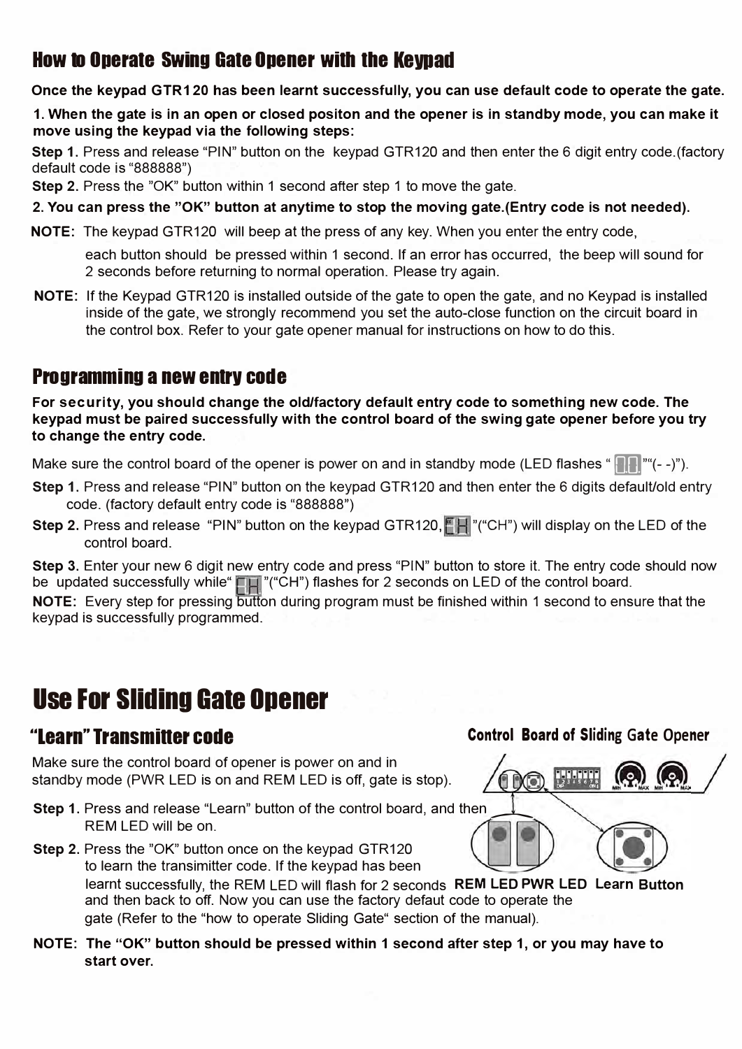## How to Operate Swing Gate Opener with the Keypad

**Once the keypad GTR120 has been learnt successfully, you can use default code to operate the gate.**

**1. When the gate is in an open or closed positon and the opener is in standby mode, you can make it move using the keypad via the following steps:**

**Step 1.** Press and release "PIN" button on the keypad GTR120 and then enter the 6 digit entry code.(factory default code is "888888")

**Step 2.** Press the "OK" button within 1 second after step 1 to move the gate.

**2. You can press the "OK" button at anytime to stop the moving gate.(Entry code is not needed).**

**NOTE:** The keypad GTR120 will beep at the press of any key. When you enter the entry code, each button should be pressed within 1 second. If an error has occurred, the beep will sound for 2 seconds before returning to normal operation. Please try again.

**NOTE:** If the Keypad GTR120 is installed outside of the gate to open the gate, and no Keypad is installed inside of the gate, we strongly recommend you set the auto-close function on the circuit board in the control box. Refer to your gate opener manual for instructions on how to do this.

## Programming a new entry code

**For security, you should change the old/factory default entry code to something new code. The keypad must be paired successfully with the control board of the swing gate opener before you try to change the entry code.**

Make sure the control board of the opener is power on and in standby mode (LED flashes " "("- -").

**Step 1.** Press and release "PIN" button on the keypad GTR120 and then enter the 6 digits default/old entry code. (factory default entry code is "888888")

**Step 2.** Press and release "PIN" button on the keypad GTR120, "("CH") will display on the LED of the control board.

**Step 3.** Enter your new 6 digit new entry code and press "PIN" button to store it. The entry code should now be updated successfully while" "("CH") flashes for 2 seconds on LED of the control board.

**NOTE:** Every step for pressing button during program must be finished within 1 second to ensure that the keypad is successfully programmed.

# Use For Sliding Gate Opener

## "Learn" Transmitter code

Make sure the control board of opener is power on and in standby mode (PWR LED is on and REM LED is off, gate is stop).

**Step 1.** Press and release "Learn" button of the control board, and then REM LED will be on.

**Step 2.** Press the "OK" button once on the keypad GTR120 to learn the transimitter code. If the keypad has been learnt successfully, the REM LED will flash for 2 seconds and then back to off. Now you can use the factory defaut code to operate the gate (Refer to the "how to operate Sliding Gate" section of the manual).

**Control Board of Sliding Gate Opener**

**REM LED** **PWR LED** **Learn Button**

**NOTE: The "OK" button should be pressed within 1 second after step 1, or you may have to start over.**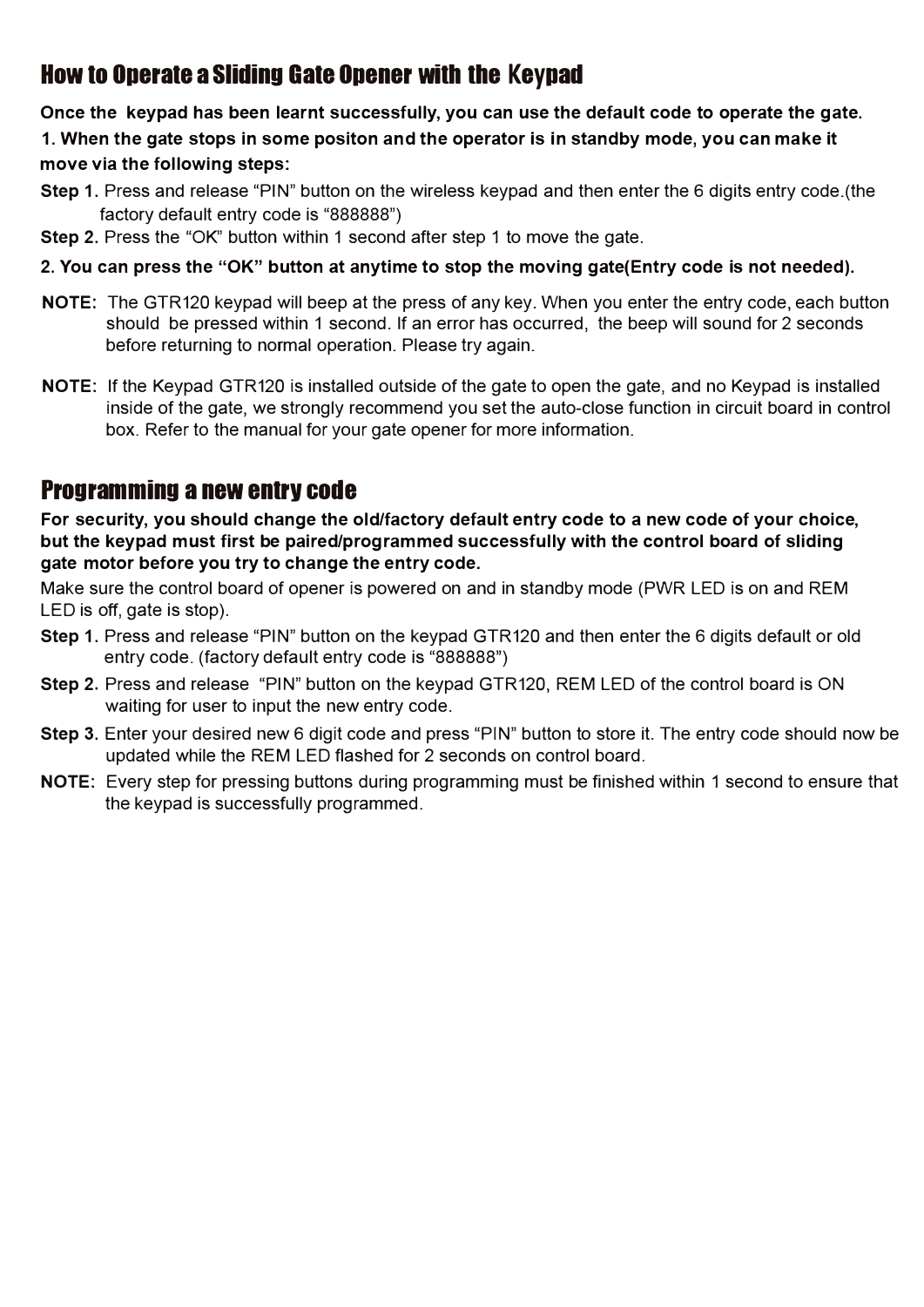## How to Operate a Sliding Gate Opener with the Keypad

**Once the keypad has been learnt successfully, you can use the default code to operate the gate.**

**1. When the gate stops in some positon and the operator is in standby mode, you can make it move via the following steps:**

**Step 1.** Press and release "PIN" button on the wireless keypad and then enter the 6 digits entry code.(the factory default entry code is "888888")

**Step 2.** Press the "OK" button within 1 second after step 1 to move the gate.

**2. You can press the "OK" button at anytime to stop the moving gate(Entry code is not needed).**

**NOTE:** The GTR120 keypad will beep at the press of any key. When you enter the entry code, each button should be pressed within 1 second. If an error has occurred, the beep will sound for 2 seconds before returning to normal operation. Please try again.

**NOTE:** If the Keypad GTR120 is installed outside of the gate to open the gate, and no Keypad is installed inside of the gate, we strongly recommend you set the auto-close function in circuit board in control box. Refer to the manual for your gate opener for more information.

## Programming a new entry code

**For security, you should change the old/factory default entry code to a new code of your choice, but the keypad must first be paired/programmed successfully with the control board of sliding gate motor before you try to change the entry code.**

Make sure the control board of opener is powered on and in standby mode (PWR LED is on and REM LED is off, gate is stop).

**Step 1.** Press and release "PIN" button on the keypad GTR120 and then enter the 6 digits default or old entry code. (factory default entry code is "888888")

**Step 2.** Press and release "PIN" button on the keypad GTR120, REM LED of the control board is ON waiting for user to input the new entry code.

**Step 3.** Enter your desired new 6 digit code and press "PIN" button to store it. The entry code should now be updated while the REM LED flashed for 2 seconds on control board.

**NOTE:** Every step for pressing buttons during programming must be finished within 1 second to ensure that the keypad is successfully programmed.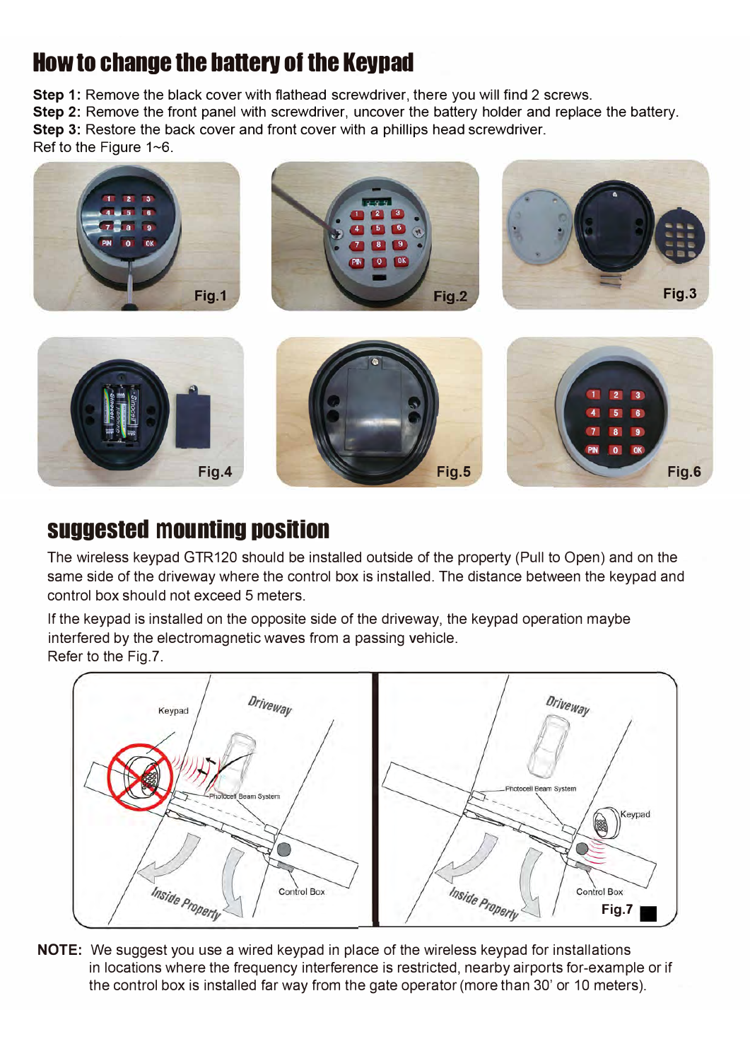# How to change the battery of the Keypad

**Step 1:** Remove the black cover with flathead screwdriver, there you will find 2 screws.
**Step 2:** Remove the front panel with screwdriver, uncover the battery holder and replace the battery.
**Step 3:** Restore the back cover and front cover with a phillips head screwdriver.
Ref to the Figure 1~6.

Fig.1

Fig.2

Fig.3

Fig.4

Fig.5

Fig.6

# suggested mounting position

The wireless keypad GTR120 should be installed outside of the property (Pull to Open) and on the same side of the driveway where the control box is installed. The distance between the keypad and control box should not exceed 5 meters.

If the keypad is installed on the opposite side of the driveway, the keypad operation maybe interfered by the electromagnetic waves from a passing vehicle.
Refer to the Fig.7.

Fig.7

**NOTE:** We suggest you use a wired keypad in place of the wireless keypad for installations in locations where the frequency interference is restricted, nearby airports for-example or if the control box is installed far way from the gate operator (more than 30' or 10 meters).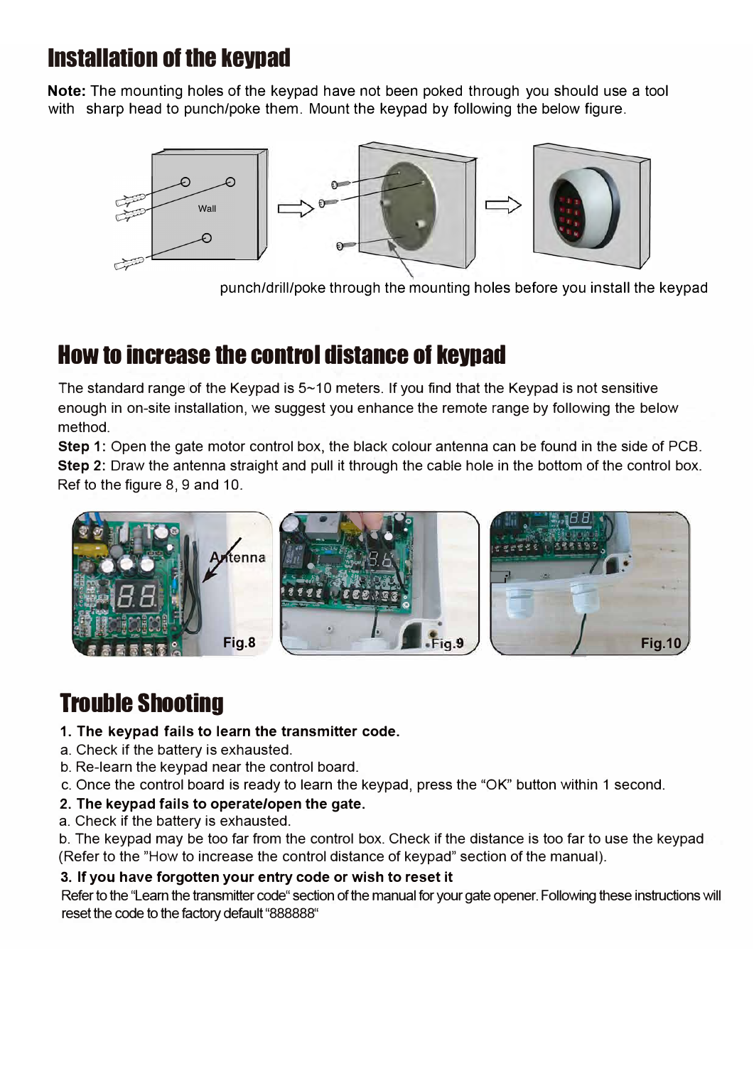# Installation of the keypad

**Note:** The mounting holes of the keypad have not been poked through you should use a tool with sharp head to punch/poke them. Mount the keypad by following the below figure.

Wall

punch/drill/poke through the mounting holes before you install the keypad

# How to increase the control distance of keypad

The standard range of the Keypad is 5~10 meters. If you find that the Keypad is not sensitive enough in on-site installation, we suggest you enhance the remote range by following the below method.

**Step 1:** Open the gate motor control box, the black colour antenna can be found in the side of PCB.

**Step 2:** Draw the antenna straight and pull it through the cable hole in the bottom of the control box. Ref to the figure 8, 9 and 10.

Antenna

Fig.8

Fig.9

Fig.10

# Trouble Shooting

**1. The keypad fails to learn the transmitter code.**

a. Check if the battery is exhausted.

b. Re-learn the keypad near the control board.

c. Once the control board is ready to learn the keypad, press the "OK" button within 1 second.

**2. The keypad fails to operate/open the gate.**

a. Check if the battery is exhausted.

b. The keypad may be too far from the control box. Check if the distance is too far to use the keypad (Refer to the "How to increase the control distance of keypad" section of the manual).

**3. If you have forgotten your entry code or wish to reset it**

Refer to the "Learn the transmitter code" section of the manual for your gate opener. Following these instructions will reset the code to the factory default "888888"